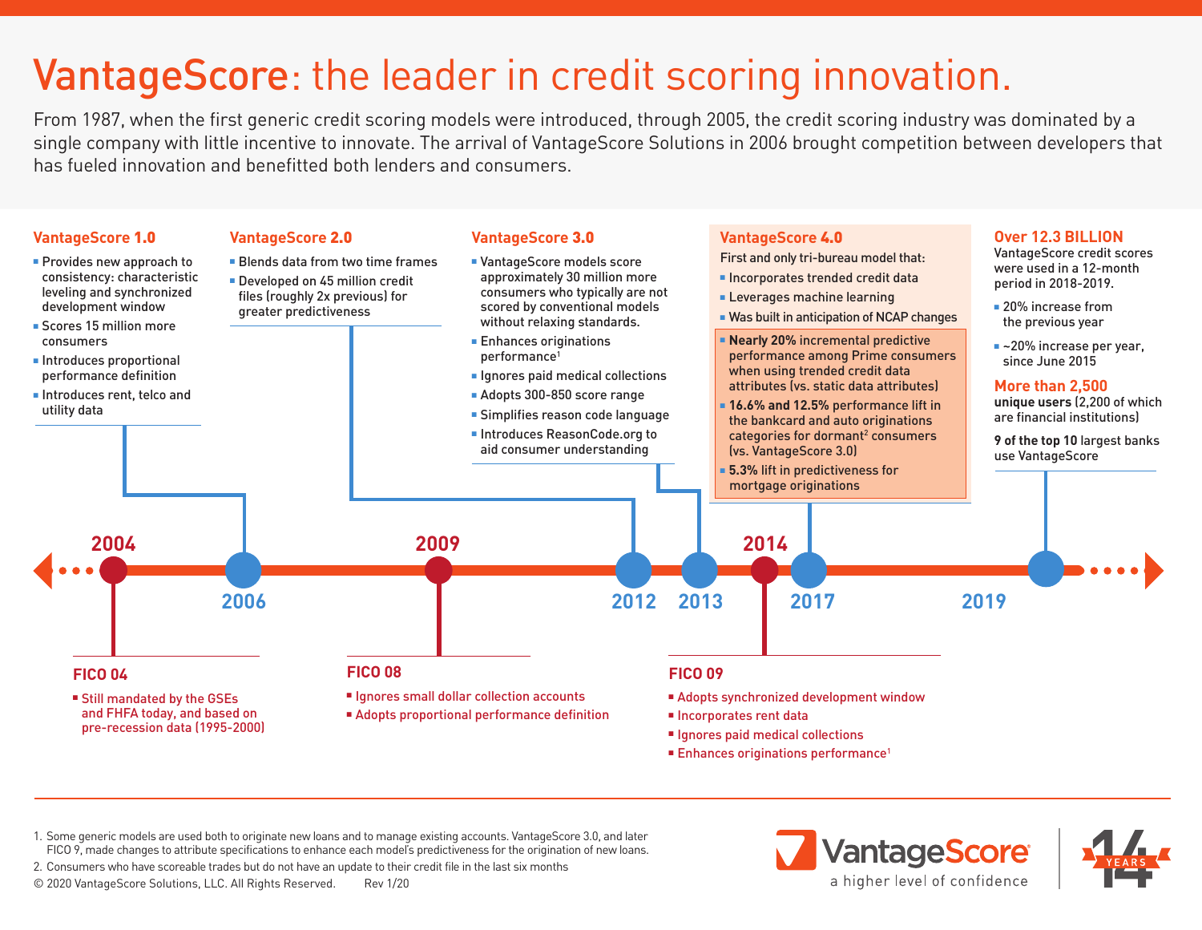# VantageScore: the leader in credit scoring innovation.

From 1987, when the first generic credit scoring models were introduced, through 2005, the credit scoring industry was dominated by a single company with little incentive to innovate. The arrival of VantageScore Solutions in 2006 brought competition between developers that has fueled innovation and benefitted both lenders and consumers.

## 2004

### FICO 04

- Still mandated by the GSEs and FHFA today, and based on pre-recession data (1995-2000)

## 2006

### VantageScore 1.0

- Provides new approach to consistency: characteristic leveling and synchronized development window
- Scores 15 million more consumers
- Introduces proportional performance definition
- Introduces rent, telco and utility data

## 2009

### FICO 08

- Ignores small dollar collection accounts
- Adopts proportional performance definition

## 2012

### VantageScore 2.0

- Blends data from two time frames
- Developed on 45 million credit files (roughly 2x previous) for greater predictiveness

## 2013

### VantageScore 3.0

- VantageScore models score approximately 30 million more consumers who typically are not scored by conventional models without relaxing standards.
- Enhances originations performance[1]
- Ignores paid medical collections
- Adopts 300-850 score range
- Simplifies reason code language
- Introduces ReasonCode.org to aid consumer understanding

## 2014

### FICO 09

- Adopts synchronized development window
- Incorporates rent data
- Ignores paid medical collections
- Enhances originations performance[1]

## 2017

### VantageScore 4.0

First and only tri-bureau model that:

- Incorporates trended credit data
- Leverages machine learning
- Was built in anticipation of NCAP changes
- **Nearly 20%** incremental predictive performance among Prime consumers when using trended credit data attributes (vs. static data attributes)
- **16.6% and 12.5%** performance lift in the bankcard and auto originations categories for dormant[2] consumers (vs. VantageScore 3.0)
- **5.3%** lift in predictiveness for mortgage originations

## 2019

### Over 12.3 BILLION

VantageScore credit scores were used in a 12-month period in 2018-2019.

- 20% increase from the previous year
- ~20% increase per year, since June 2015

### More than 2,500

**unique users** (2,200 of which are financial institutions)

**9 of the top 10** largest banks use VantageScore

---

1. Some generic models are used both to originate new loans and to manage existing accounts. VantageScore 3.0, and later FICO 9, made changes to attribute specifications to enhance each model's predictiveness for the origination of new loans.
2. Consumers who have scoreable trades but do not have an update to their credit file in the last six months

© 2020 VantageScore Solutions, LLC. All Rights Reserved. Rev 1/20

VantageScore — a higher level of confidence

14 YEARS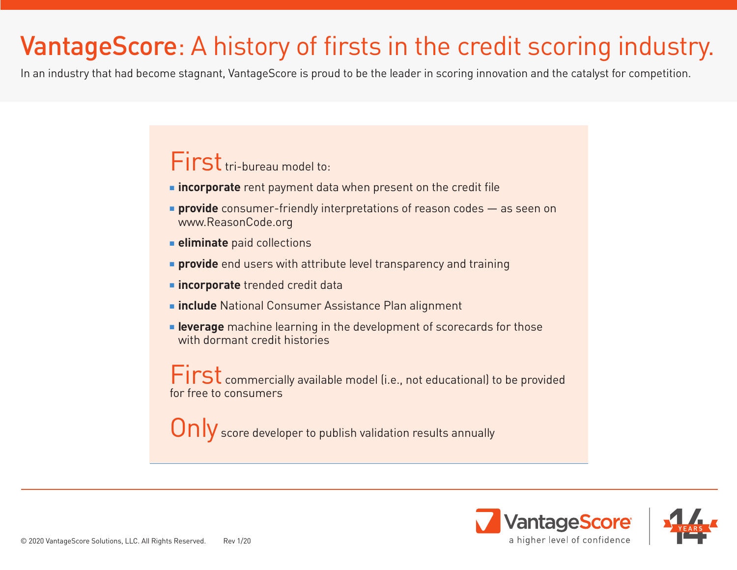# VantageScore: A history of firsts in the credit scoring industry.

In an industry that had become stagnant, VantageScore is proud to be the leader in scoring innovation and the catalyst for competition.

## First tri-bureau model to:

- **incorporate** rent payment data when present on the credit file
- **provide** consumer-friendly interpretations of reason codes — as seen on www.ReasonCode.org
- **eliminate** paid collections
- **provide** end users with attribute level transparency and training
- **incorporate** trended credit data
- **include** National Consumer Assistance Plan alignment
- **leverage** machine learning in the development of scorecards for those with dormant credit histories

## First commercially available model (i.e., not educational) to be provided for free to consumers

## Only score developer to publish validation results annually

© 2020 VantageScore Solutions, LLC. All Rights Reserved. Rev 1/20

VantageScore
a higher level of confidence

14 YEARS